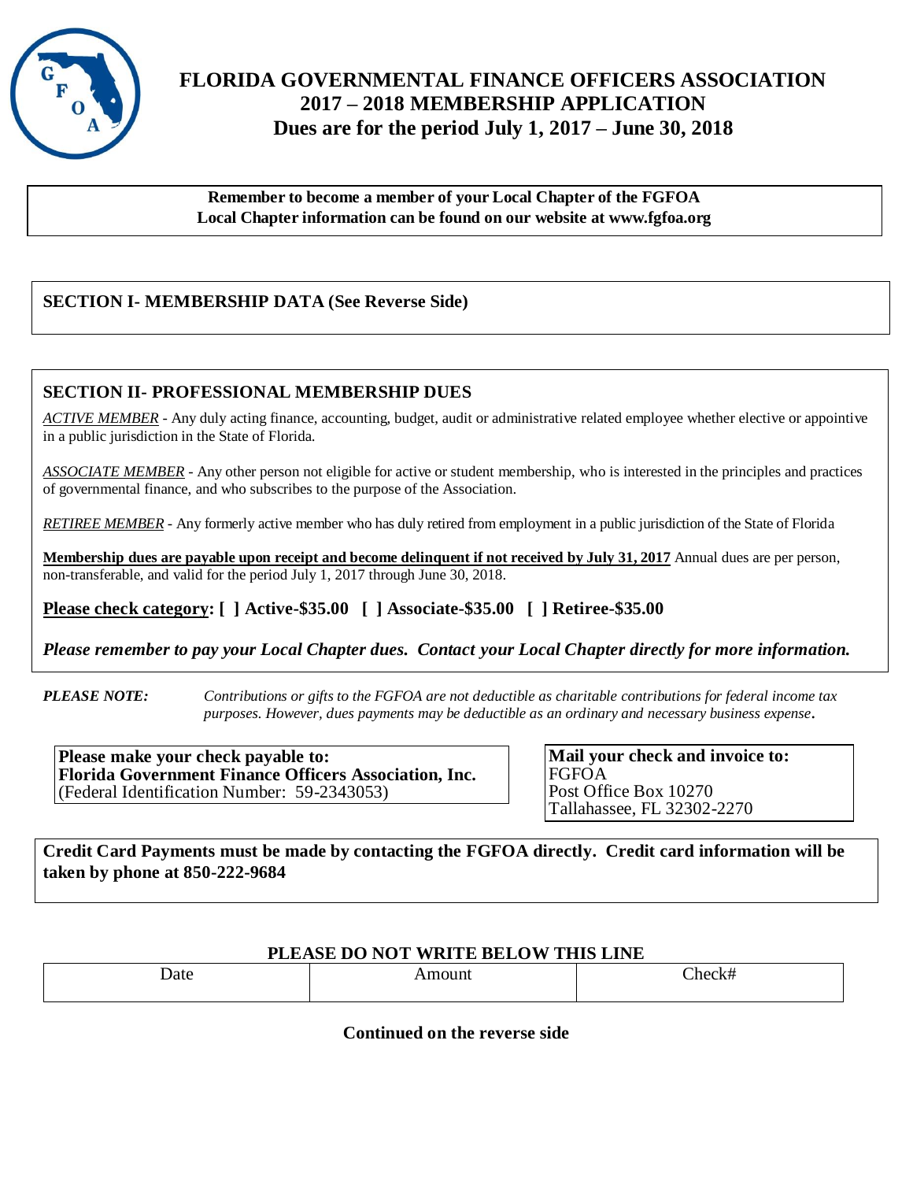# FLORIDA GOVERNMENTAL FINANCE OFFICERS ASSOCIATION
## 2017 – 2018 MEMBERSHIP APPLICATION
### Dues are for the period July 1, 2017 – June 30, 2018

**Remember to become a member of your Local Chapter of the FGFOA**
**Local Chapter information can be found on our website at www.fgfoa.org**

## SECTION I- MEMBERSHIP DATA (See Reverse Side)

## SECTION II- PROFESSIONAL MEMBERSHIP DUES

*ACTIVE MEMBER* - Any duly acting finance, accounting, budget, audit or administrative related employee whether elective or appointive in a public jurisdiction in the State of Florida.

*ASSOCIATE MEMBER* - Any other person not eligible for active or student membership, who is interested in the principles and practices of governmental finance, and who subscribes to the purpose of the Association.

*RETIREE MEMBER* - Any formerly active member who has duly retired from employment in a public jurisdiction of the State of Florida

**Membership dues are payable upon receipt and become delinquent if not received by July 31, 2017** Annual dues are per person, non-transferable, and valid for the period July 1, 2017 through June 30, 2018.

**Please check category: [ ] Active-$35.00 [ ] Associate-$35.00 [ ] Retiree-$35.00**

***Please remember to pay your Local Chapter dues. Contact your Local Chapter directly for more information.***

***PLEASE NOTE:*** *Contributions or gifts to the FGFOA are not deductible as charitable contributions for federal income tax purposes. However, dues payments may be deductible as an ordinary and necessary business expense.*

**Please make your check payable to:**
**Florida Government Finance Officers Association, Inc.**
(Federal Identification Number: 59-2343053)

**Mail your check and invoice to:**
FGFOA
Post Office Box 10270
Tallahassee, FL 32302-2270

**Credit Card Payments must be made by contacting the FGFOA directly. Credit card information will be taken by phone at 850-222-9684**

**PLEASE DO NOT WRITE BELOW THIS LINE**

| Date | Amount | Check# |
|---|---|---|
| | | |

**Continued on the reverse side**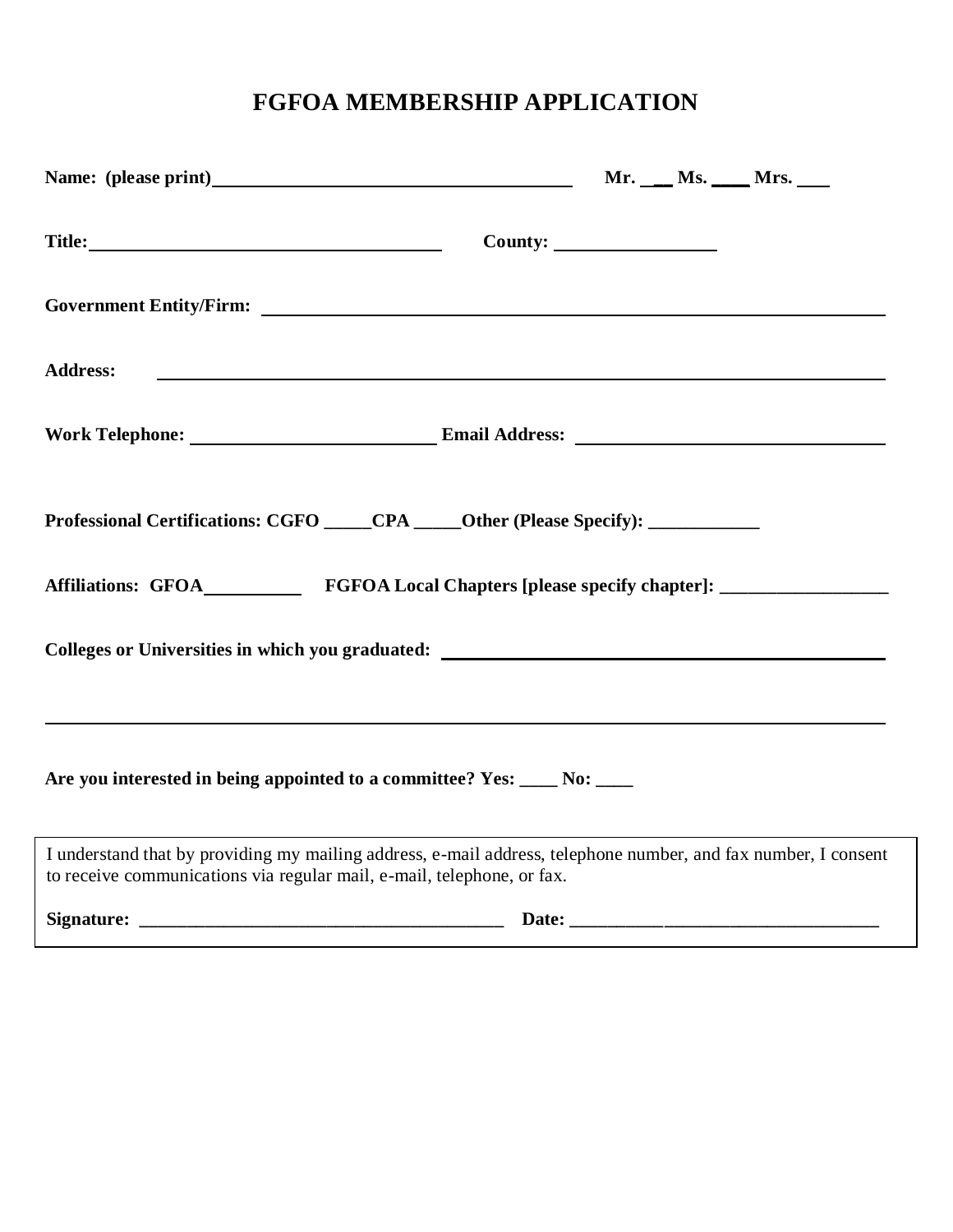# FGFOA MEMBERSHIP APPLICATION

**Name: (please print)** ______________________________ **Mr.** ___ **Ms.** ____ **Mrs.** ___

**Title:** ______________________________ **County:** ________________

**Government Entity/Firm:** ______________________________________________________

**Address:** ______________________________________________________

**Work Telephone:** ________________________ **Email Address:** ______________________________

**Professional Certifications: CGFO** _____ **CPA** _____ **Other (Please Specify):** ___________

**Affiliations: GFOA** __________ **FGFOA Local Chapters [please specify chapter]:** _________________

**Colleges or Universities in which you graduated:** ______________________________________________

______________________________________________________________________________

**Are you interested in being appointed to a committee? Yes:** ____ **No:** ____

I understand that by providing my mailing address, e-mail address, telephone number, and fax number, I consent to receive communications via regular mail, e-mail, telephone, or fax.

**Signature:** ______________________________________ **Date:** _______________________________